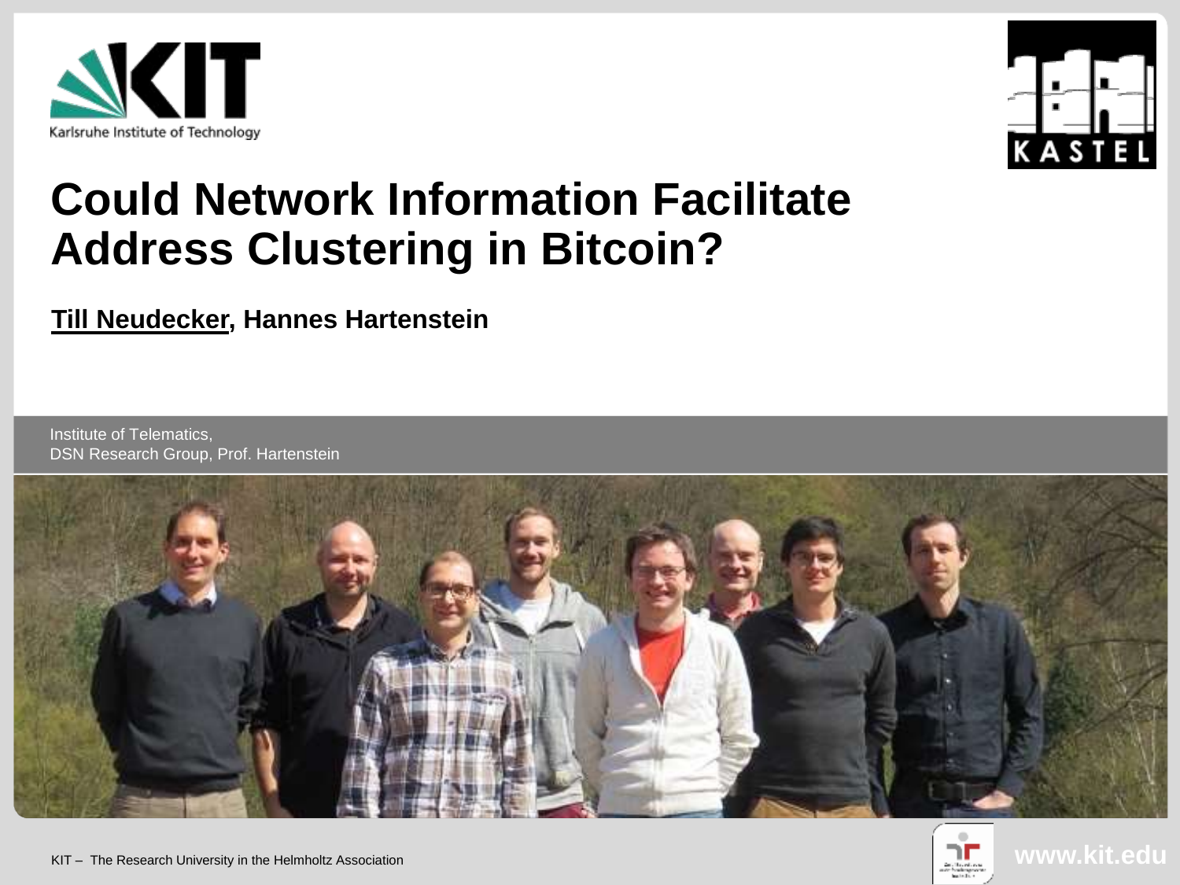Karlsruhe Institute of Technology

KASTEL

# Could Network Information Facilitate Address Clustering in Bitcoin?

**Till Neudecker, Hannes Hartenstein**

Institute of Telematics,
DSN Research Group, Prof. Hartenstein

KIT – The Research University in the Helmholtz Association

**www.kit.edu**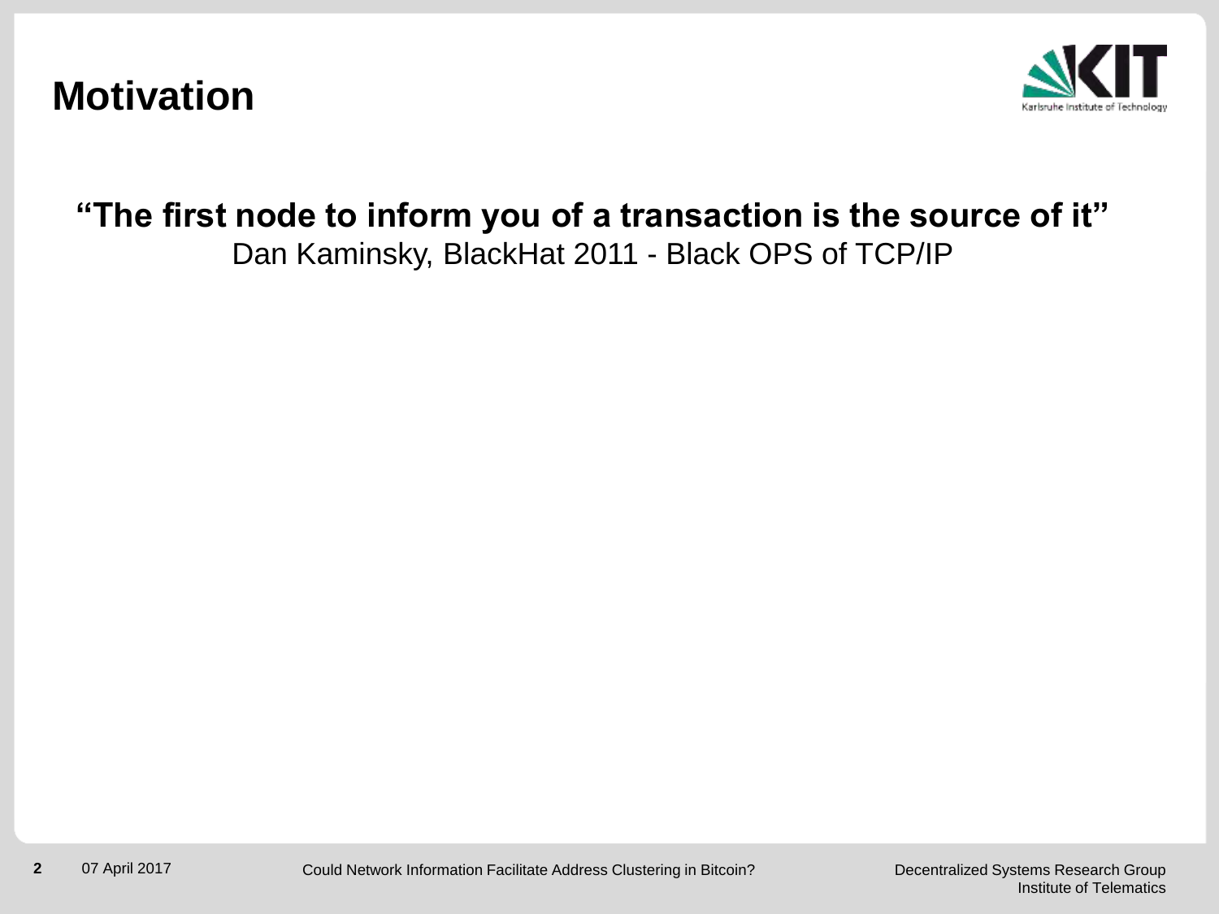# Motivation

**"The first node to inform you of a transaction is the source of it"**

Dan Kaminsky, BlackHat 2011 - Black OPS of TCP/IP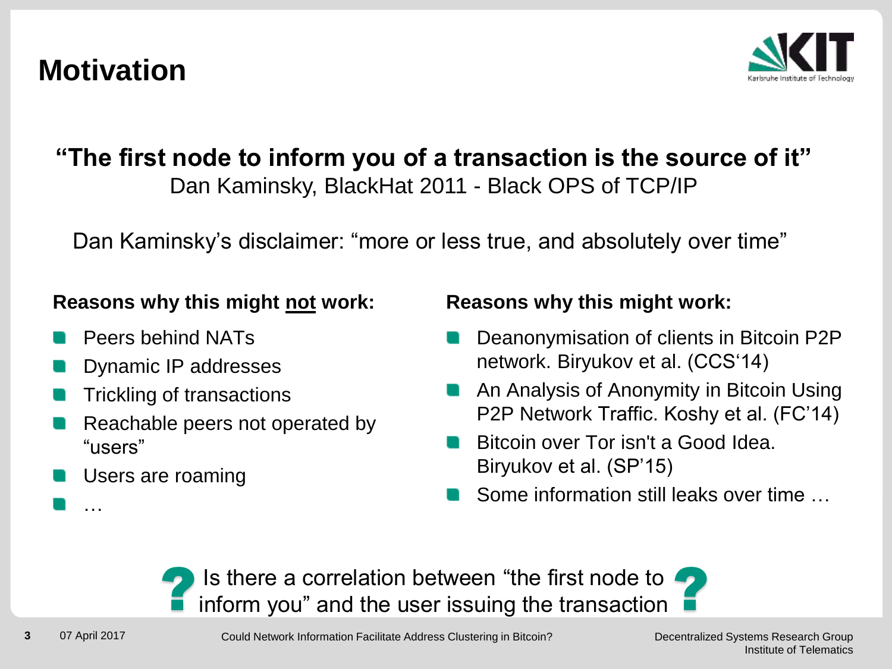# Motivation

**"The first node to inform you of a transaction is the source of it"**
Dan Kaminsky, BlackHat 2011 - Black OPS of TCP/IP

Dan Kaminsky's disclaimer: "more or less true, and absolutely over time"

**Reasons why this might not work:**

- Peers behind NATs
- Dynamic IP addresses
- Trickling of transactions
- Reachable peers not operated by "users"
- Users are roaming
- …

**Reasons why this might work:**

- Deanonymisation of clients in Bitcoin P2P network. Biryukov et al. (CCS'14)
- An Analysis of Anonymity in Bitcoin Using P2P Network Traffic. Koshy et al. (FC'14)
- Bitcoin over Tor isn't a Good Idea. Biryukov et al. (SP'15)
- Some information still leaks over time …

? Is there a correlation between "the first node to inform you" and the user issuing the transaction ?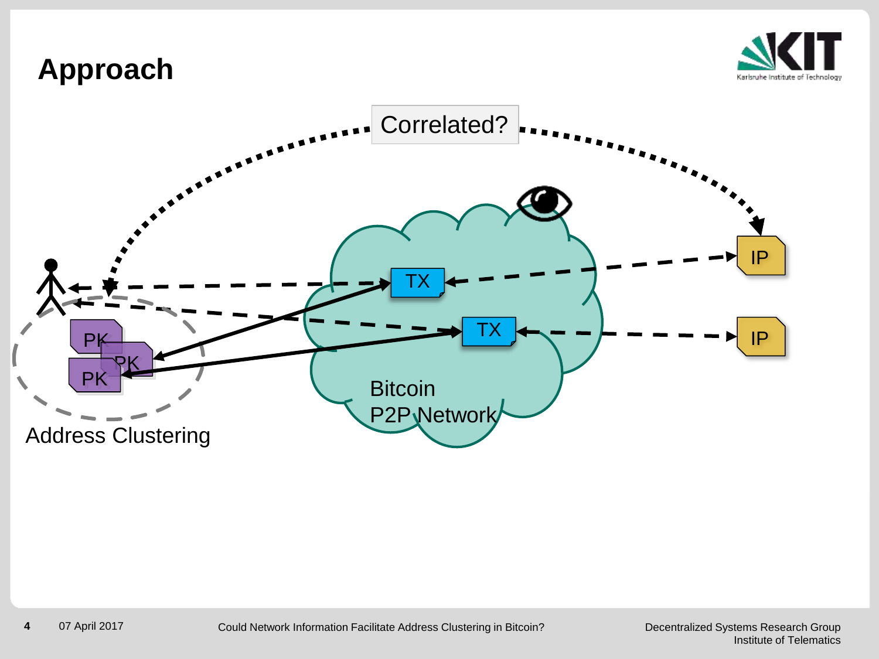# Approach

Correlated?

TX

TX

IP

IP

PK

PK

PK

Bitcoin P2P Network

Address Clustering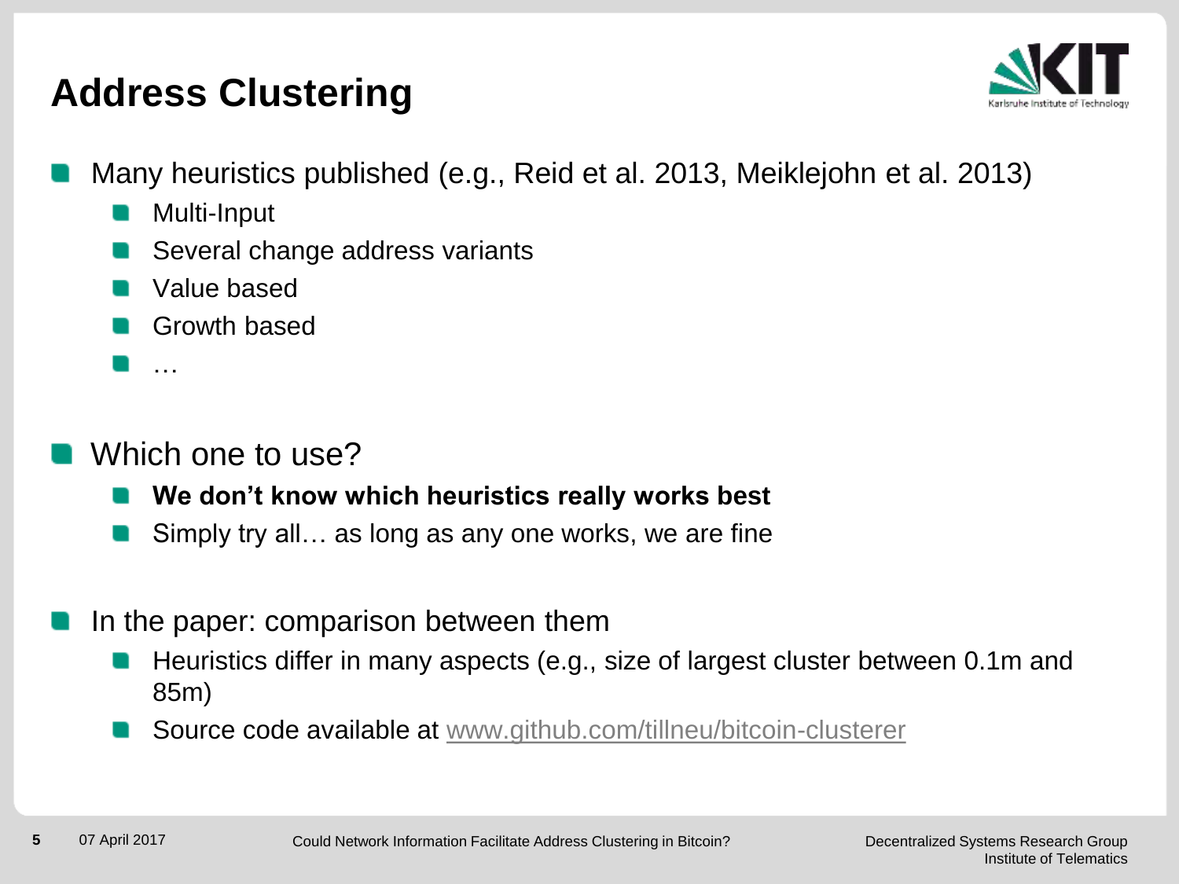# Address Clustering

- Many heuristics published (e.g., Reid et al. 2013, Meiklejohn et al. 2013)
  - Multi-Input
  - Several change address variants
  - Value based
  - Growth based
  - …

- Which one to use?
  - **We don't know which heuristics really works best**
  - Simply try all… as long as any one works, we are fine

- In the paper: comparison between them
  - Heuristics differ in many aspects (e.g., size of largest cluster between 0.1m and 85m)
  - Source code available at www.github.com/tillneu/bitcoin-clusterer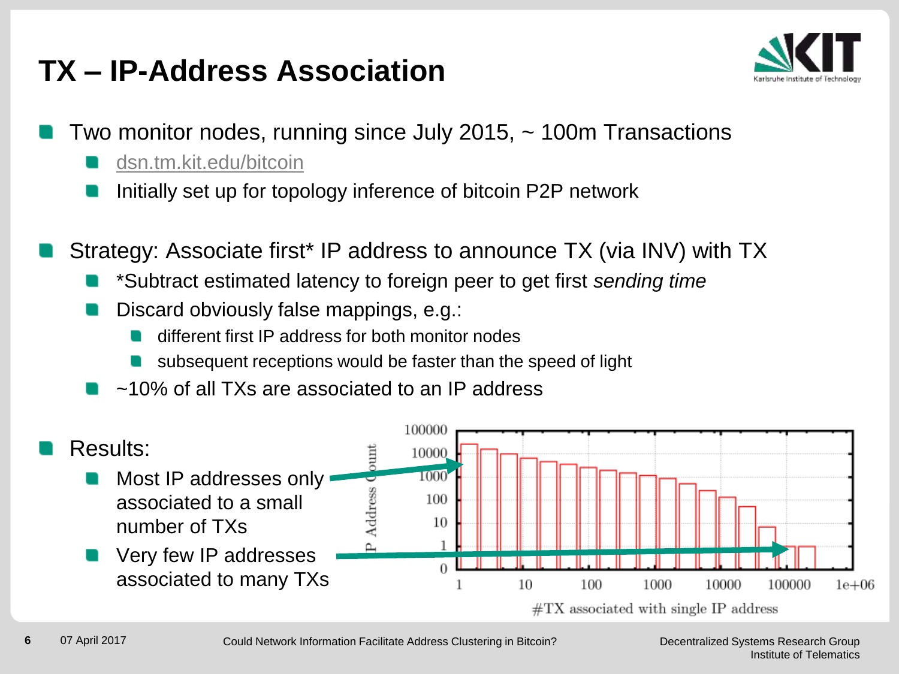# TX – IP-Address Association

- Two monitor nodes, running since July 2015, ~ 100m Transactions
  - dsn.tm.kit.edu/bitcoin
  - Initially set up for topology inference of bitcoin P2P network
- Strategy: Associate first* IP address to announce TX (via INV) with TX
  - *Subtract estimated latency to foreign peer to get first *sending time*
  - Discard obviously false mappings, e.g.:
    - different first IP address for both monitor nodes
    - subsequent receptions would be faster than the speed of light
  - ~10% of all TXs are associated to an IP address
- Results:
  - Most IP addresses only associated to a small number of TXs
  - Very few IP addresses associated to many TXs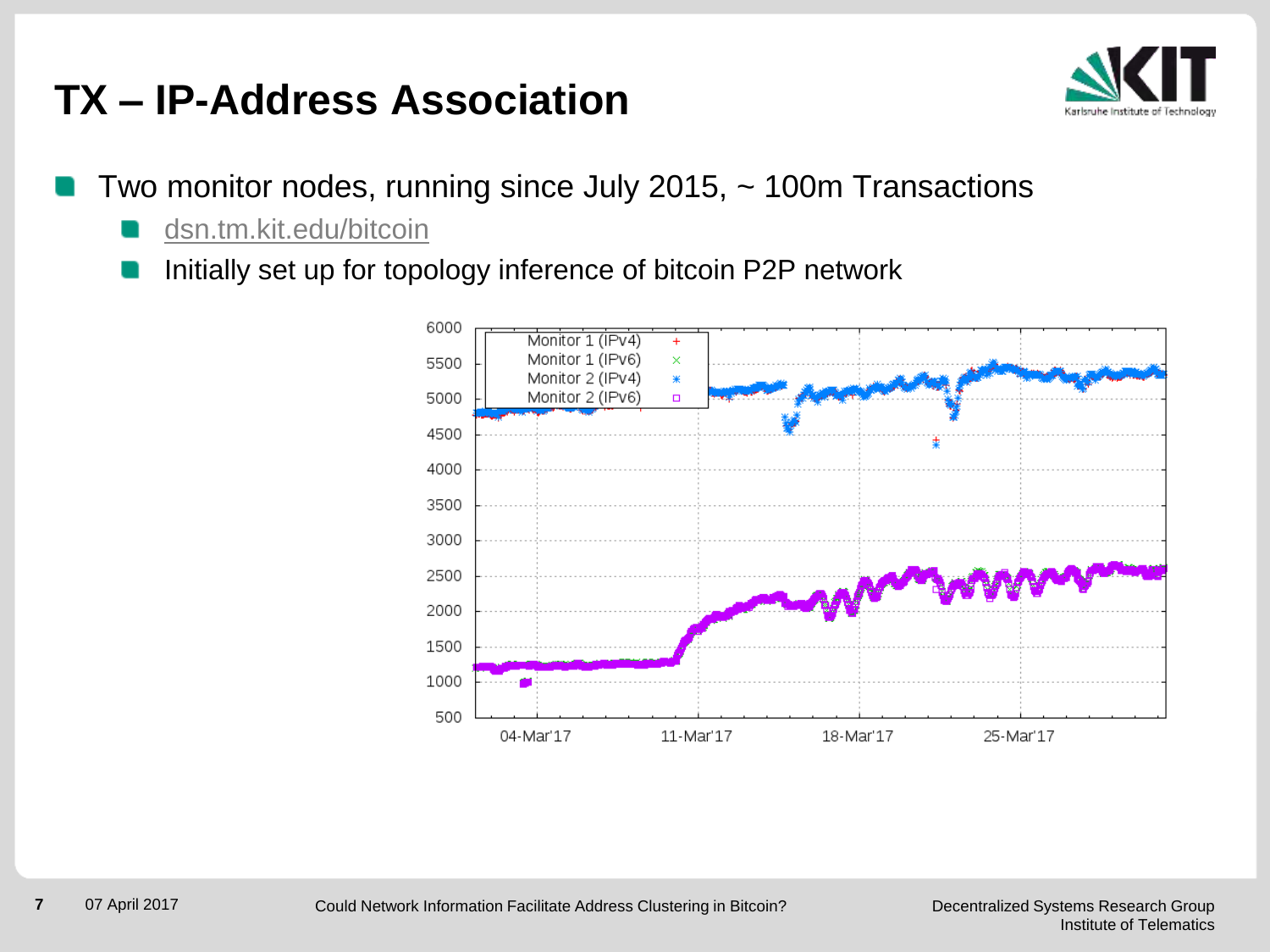# TX – IP-Address Association

- Two monitor nodes, running since July 2015, ~ 100m Transactions
  - dsn.tm.kit.edu/bitcoin
  - Initially set up for topology inference of bitcoin P2P network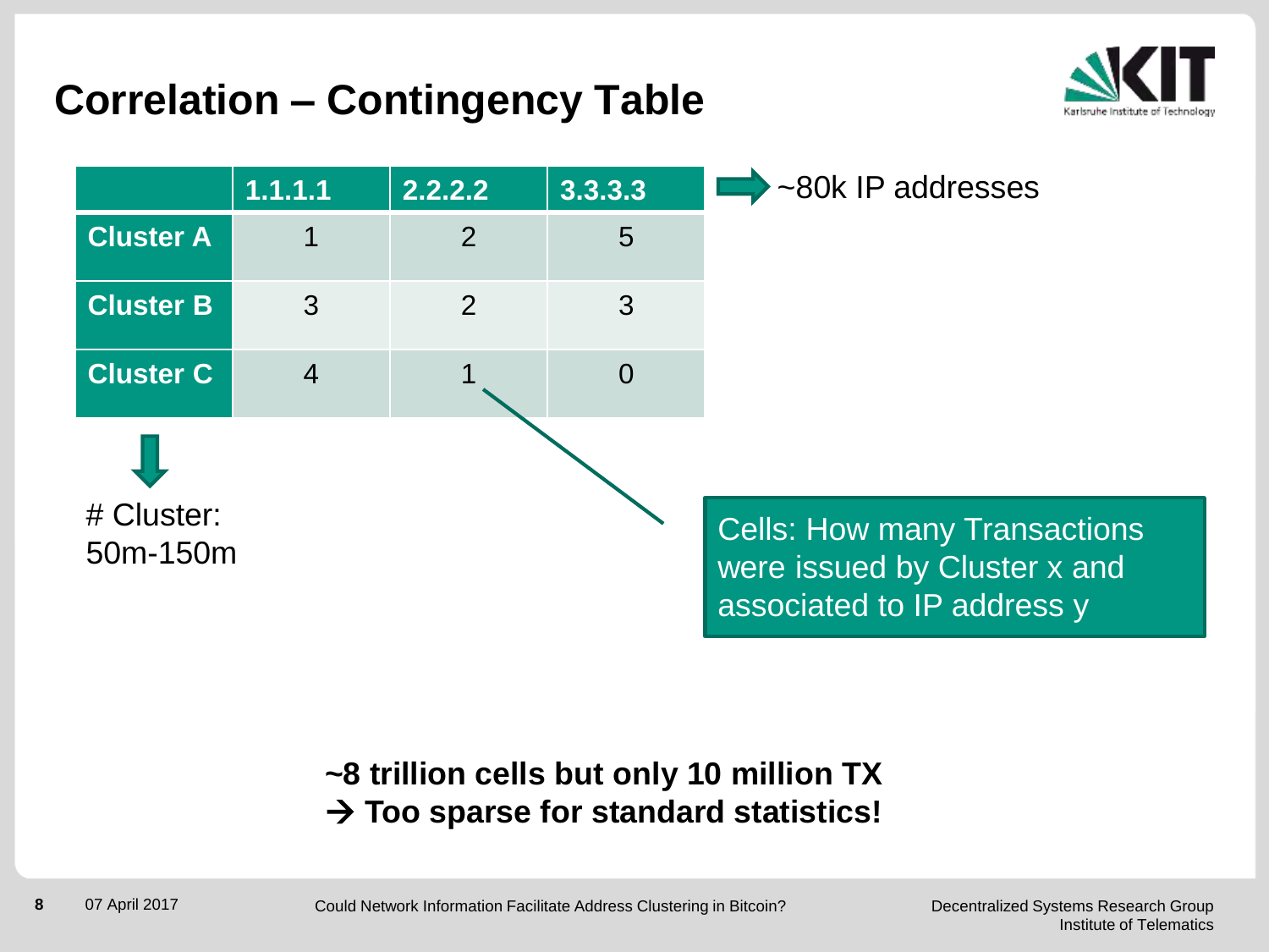# Correlation – Contingency Table

| | 1.1.1.1 | 2.2.2.2 | 3.3.3.3 |
|---|---|---|---|
| **Cluster A** | 1 | 2 | 5 |
| **Cluster B** | 3 | 2 | 3 |
| **Cluster C** | 4 | 1 | 0 |

→ ~80k IP addresses

# Cluster: 50m-150m

Cells: How many Transactions were issued by Cluster x and associated to IP address y

**~8 trillion cells but only 10 million TX**
**→ Too sparse for standard statistics!**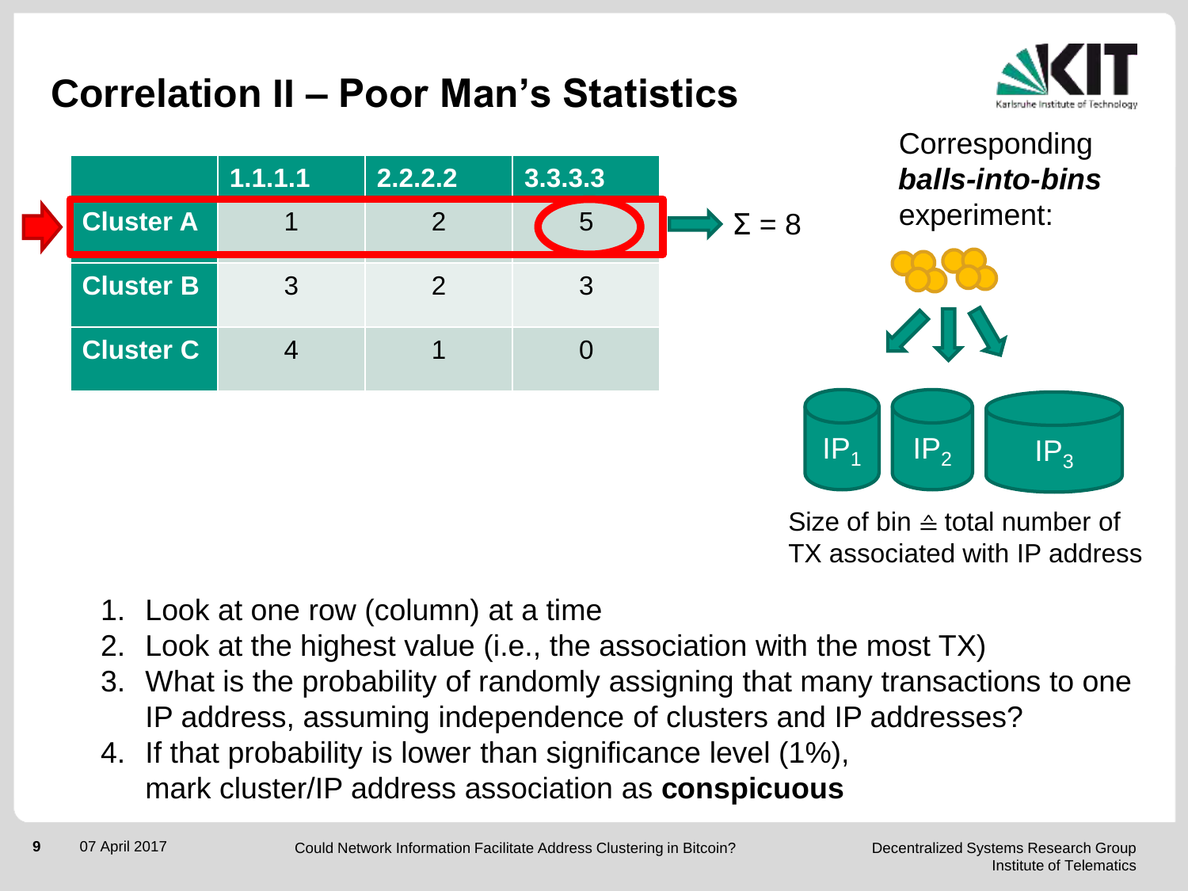# Correlation II – Poor Man's Statistics

| | 1.1.1.1 | 2.2.2.2 | 3.3.3.3 |
|---|---|---|---|
| **Cluster A** | 1 | 2 | 5 |
| **Cluster B** | 3 | 2 | 3 |
| **Cluster C** | 4 | 1 | 0 |

$\Sigma = 8$

Corresponding ***balls-into-bins*** experiment:

$IP_1$ $IP_2$ $IP_3$

Size of bin ≙ total number of TX associated with IP address

1. Look at one row (column) at a time
2. Look at the highest value (i.e., the association with the most TX)
3. What is the probability of randomly assigning that many transactions to one IP address, assuming independence of clusters and IP addresses?
4. If that probability is lower than significance level (1%), mark cluster/IP address association as **conspicuous**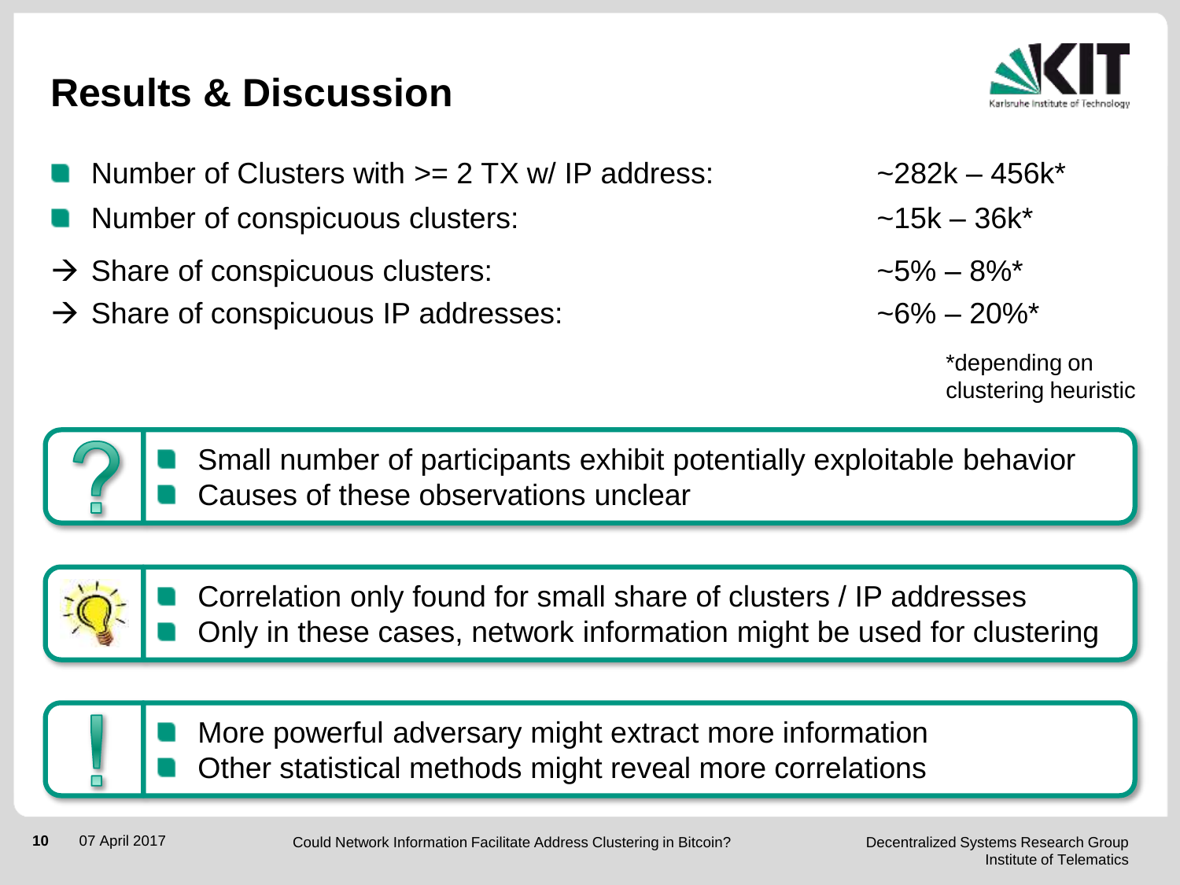# Results & Discussion

- Number of Clusters with >= 2 TX w/ IP address: ~282k – 456k*
- Number of conspicuous clusters: ~15k – 36k*

→ Share of conspicuous clusters: ~5% – 8%*

→ Share of conspicuous IP addresses: ~6% – 20%*

*depending on clustering heuristic

- Small number of participants exhibit potentially exploitable behavior
- Causes of these observations unclear

- Correlation only found for small share of clusters / IP addresses
- Only in these cases, network information might be used for clustering

- More powerful adversary might extract more information
- Other statistical methods might reveal more correlations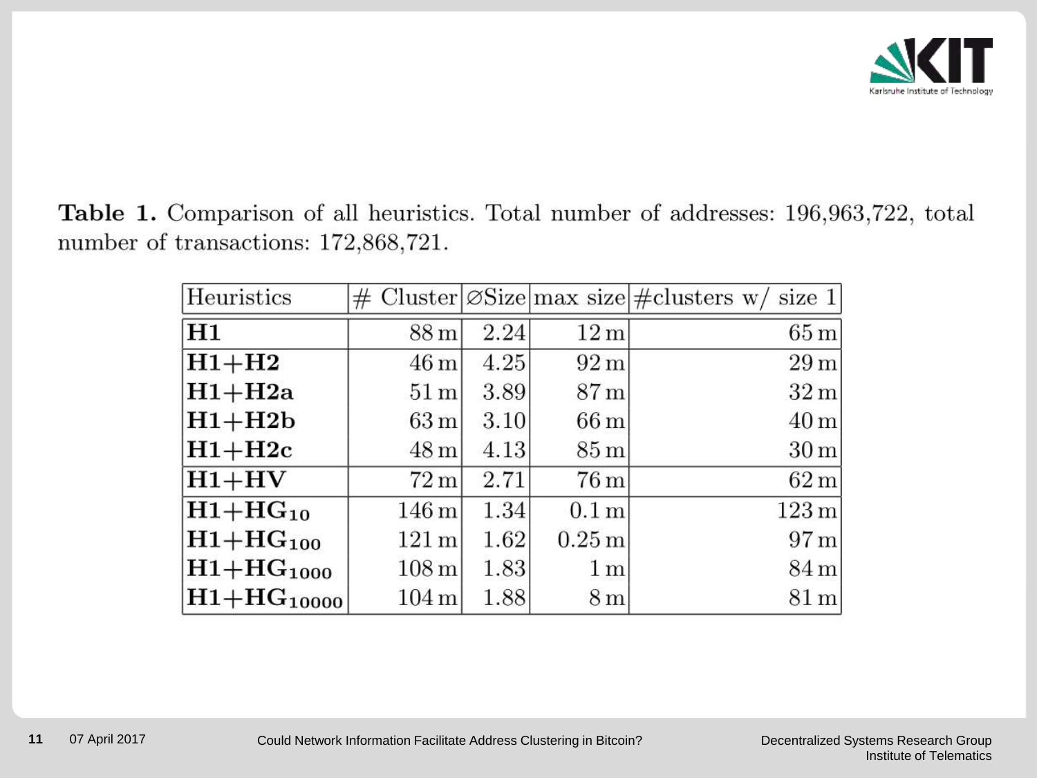**Table 1.** Comparison of all heuristics. Total number of addresses: 196,963,722, total number of transactions: 172,868,721.

| Heuristics | # Cluster | ∅Size | max size | #clusters w/ size 1 |
|---|---|---|---|---|
| **H1** | 88 m | 2.24 | 12 m | 65 m |
| **H1+H2** | 46 m | 4.25 | 92 m | 29 m |
| **H1+H2a** | 51 m | 3.89 | 87 m | 32 m |
| **H1+H2b** | 63 m | 3.10 | 66 m | 40 m |
| **H1+H2c** | 48 m | 4.13 | 85 m | 30 m |
| **H1+HV** | 72 m | 2.71 | 76 m | 62 m |
| **H1+** $\mathbf{HG_{10}}$ | 146 m | 1.34 | 0.1 m | 123 m |
| **H1+** $\mathbf{HG_{100}}$ | 121 m | 1.62 | 0.25 m | 97 m |
| **H1+** $\mathbf{HG_{1000}}$ | 108 m | 1.83 | 1 m | 84 m |
| **H1+** $\mathbf{HG_{10000}}$ | 104 m | 1.88 | 8 m | 81 m |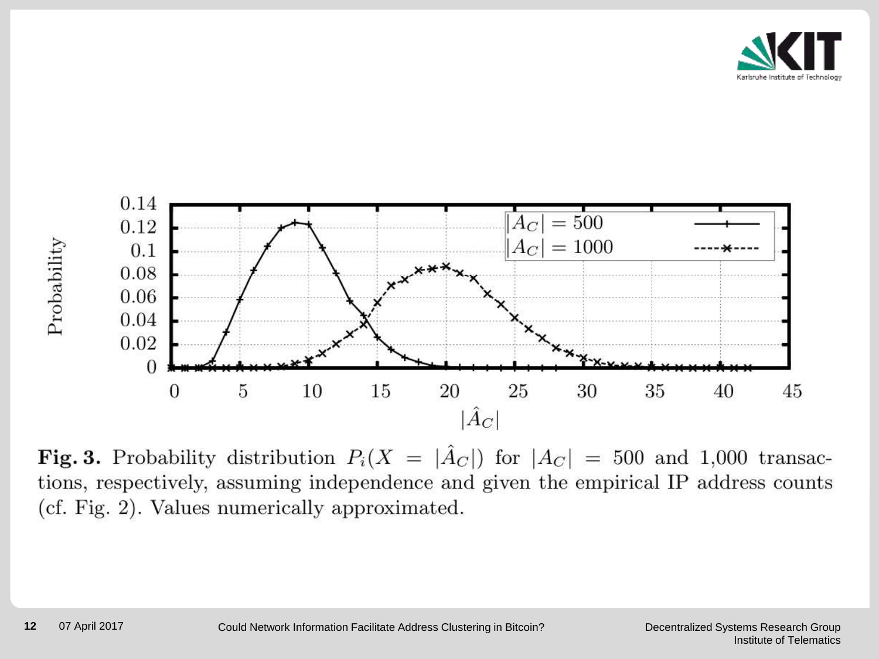**Fig. 3.** Probability distribution $P_i(X = |\hat{A}_C|)$ for $|A_C| = 500$ and 1,000 transactions, respectively, assuming independence and given the empirical IP address counts (cf. Fig. 2). Values numerically approximated.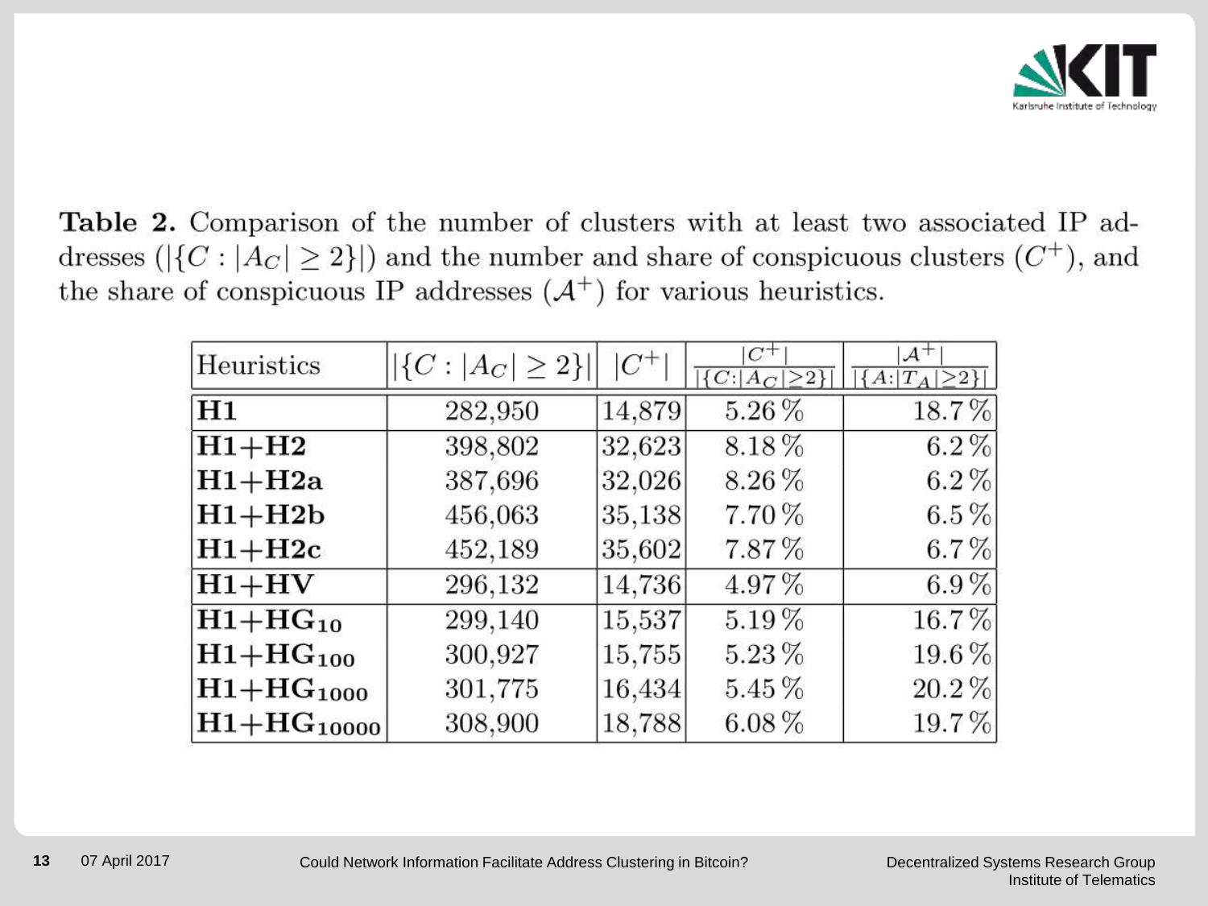**Table 2.** Comparison of the number of clusters with at least two associated IP addresses ($|\{C : |A_C| \geq 2\}|$) and the number and share of conspicuous clusters ($C^+$), and the share of conspicuous IP addresses ($\mathcal{A}^+$) for various heuristics.

| Heuristics | $\|\{C : \|A_C\| \geq 2\}\|$ | $\|C^+\|$ | $\frac{\|C^+\|}{\|\{C:\|A_C\|\geq 2\}\|}$ | $\frac{\|\mathcal{A}^+\|}{\|\{A:\|T_A\|\geq 2\}\|}$ |
|---|---|---|---|---|
| **H1** | 282,950 | 14,879 | 5.26 % | 18.7 % |
| **H1+H2** | 398,802 | 32,623 | 8.18 % | 6.2 % |
| **H1+H2a** | 387,696 | 32,026 | 8.26 % | 6.2 % |
| **H1+H2b** | 456,063 | 35,138 | 7.70 % | 6.5 % |
| **H1+H2c** | 452,189 | 35,602 | 7.87 % | 6.7 % |
| **H1+HV** | 296,132 | 14,736 | 4.97 % | 6.9 % |
| **H1+HG$_{10}$** | 299,140 | 15,537 | 5.19 % | 16.7 % |
| **H1+HG$_{100}$** | 300,927 | 15,755 | 5.23 % | 19.6 % |
| **H1+HG$_{1000}$** | 301,775 | 16,434 | 5.45 % | 20.2 % |
| **H1+HG$_{10000}$** | 308,900 | 18,788 | 6.08 % | 19.7 % |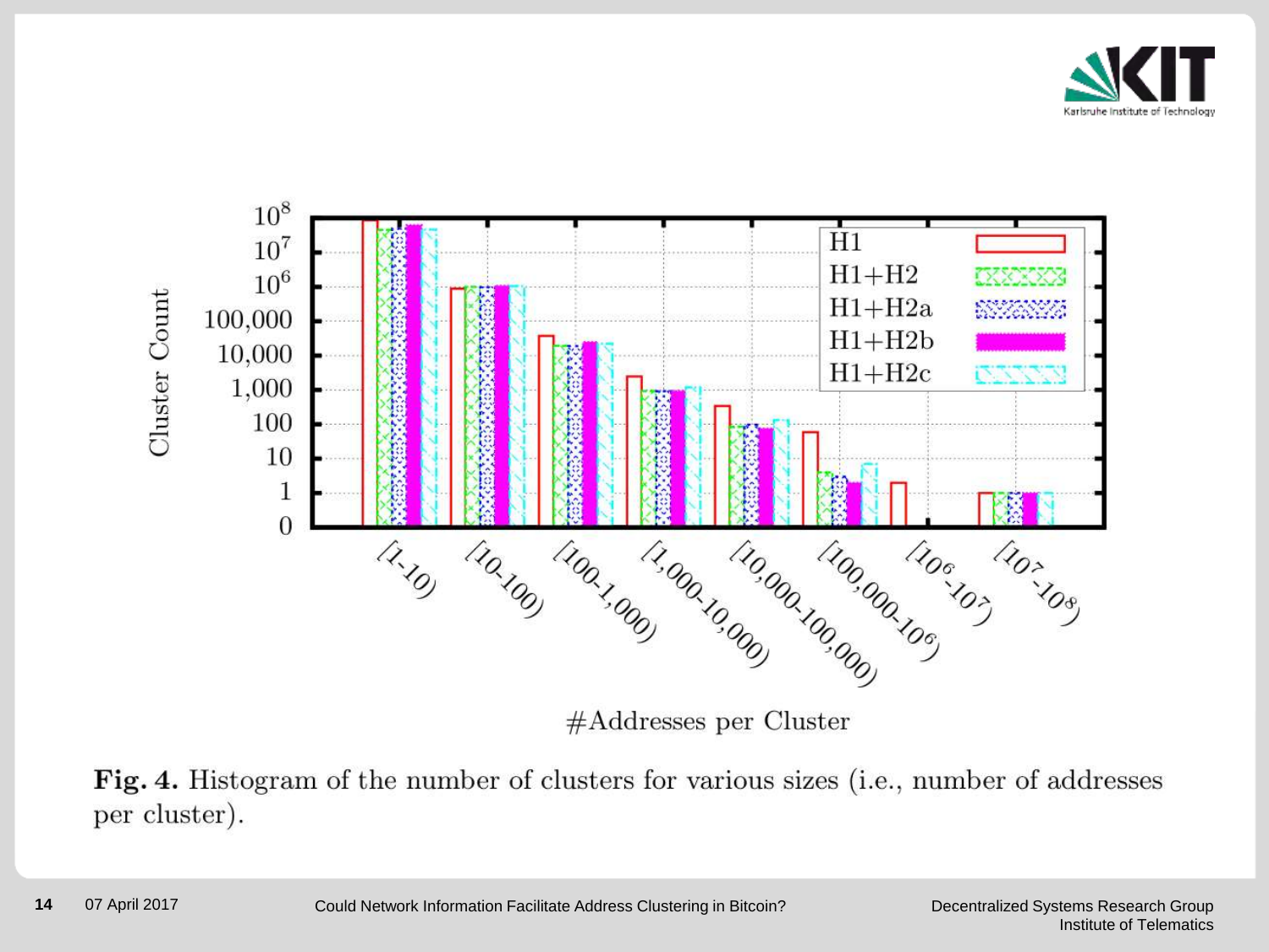Fig. 4. Histogram of the number of clusters for various sizes (i.e., number of addresses per cluster).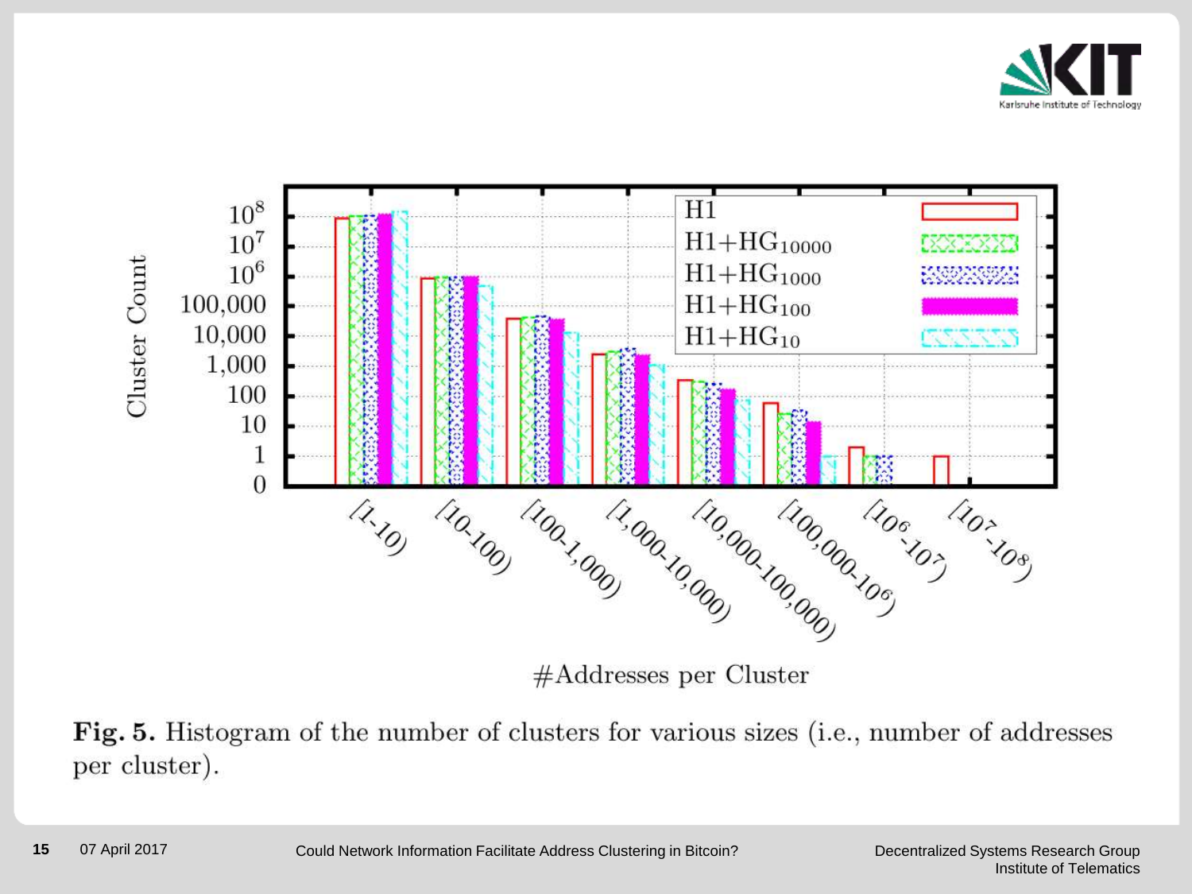Cluster Count

$10^8$
$10^7$
$10^6$
100,000
10,000
1,000
100
10
1
0

H1
H1+$HG_{10000}$
H1+$HG_{1000}$
H1+$HG_{100}$
H1+$HG_{10}$

[1-10)
[10-100)
[100-1,000)
[1,000-10,000)
[10,000-100,000)
[100,000-$10^6$)
[$10^6$-$10^7$)
[$10^7$-$10^8$)

#Addresses per Cluster

**Fig. 5.** Histogram of the number of clusters for various sizes (i.e., number of addresses per cluster).